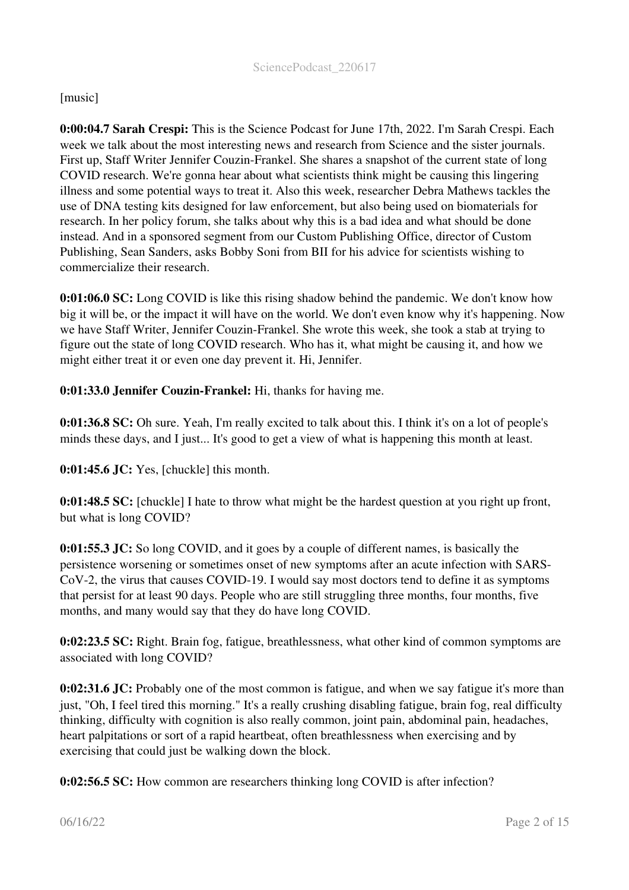[music]

**0:00:04.7 Sarah Crespi:** This is the Science Podcast for June 17th, 2022. I'm Sarah Crespi. Each week we talk about the most interesting news and research from Science and the sister journals. First up, Staff Writer Jennifer Couzin-Frankel. She shares a snapshot of the current state of long COVID research. We're gonna hear about what scientists think might be causing this lingering illness and some potential ways to treat it. Also this week, researcher Debra Mathews tackles the use of DNA testing kits designed for law enforcement, but also being used on biomaterials for research. In her policy forum, she talks about why this is a bad idea and what should be done instead. And in a sponsored segment from our Custom Publishing Office, director of Custom Publishing, Sean Sanders, asks Bobby Soni from BII for his advice for scientists wishing to commercialize their research.

**0:01:06.0 SC:** Long COVID is like this rising shadow behind the pandemic. We don't know how big it will be, or the impact it will have on the world. We don't even know why it's happening. Now we have Staff Writer, Jennifer Couzin-Frankel. She wrote this week, she took a stab at trying to figure out the state of long COVID research. Who has it, what might be causing it, and how we might either treat it or even one day prevent it. Hi, Jennifer.

**0:01:33.0 Jennifer Couzin-Frankel:** Hi, thanks for having me.

**0:01:36.8 SC:** Oh sure. Yeah, I'm really excited to talk about this. I think it's on a lot of people's minds these days, and I just... It's good to get a view of what is happening this month at least.

**0:01:45.6 JC:** Yes, [chuckle] this month.

**0:01:48.5 SC:** [chuckle] I hate to throw what might be the hardest question at you right up front, but what is long COVID?

**0:01:55.3 JC:** So long COVID, and it goes by a couple of different names, is basically the persistence worsening or sometimes onset of new symptoms after an acute infection with SARS-CoV-2, the virus that causes COVID-19. I would say most doctors tend to define it as symptoms that persist for at least 90 days. People who are still struggling three months, four months, five months, and many would say that they do have long COVID.

**0:02:23.5 SC:** Right. Brain fog, fatigue, breathlessness, what other kind of common symptoms are associated with long COVID?

**0:02:31.6 JC:** Probably one of the most common is fatigue, and when we say fatigue it's more than just, "Oh, I feel tired this morning." It's a really crushing disabling fatigue, brain fog, real difficulty thinking, difficulty with cognition is also really common, joint pain, abdominal pain, headaches, heart palpitations or sort of a rapid heartbeat, often breathlessness when exercising and by exercising that could just be walking down the block.

**0:02:56.5 SC:** How common are researchers thinking long COVID is after infection?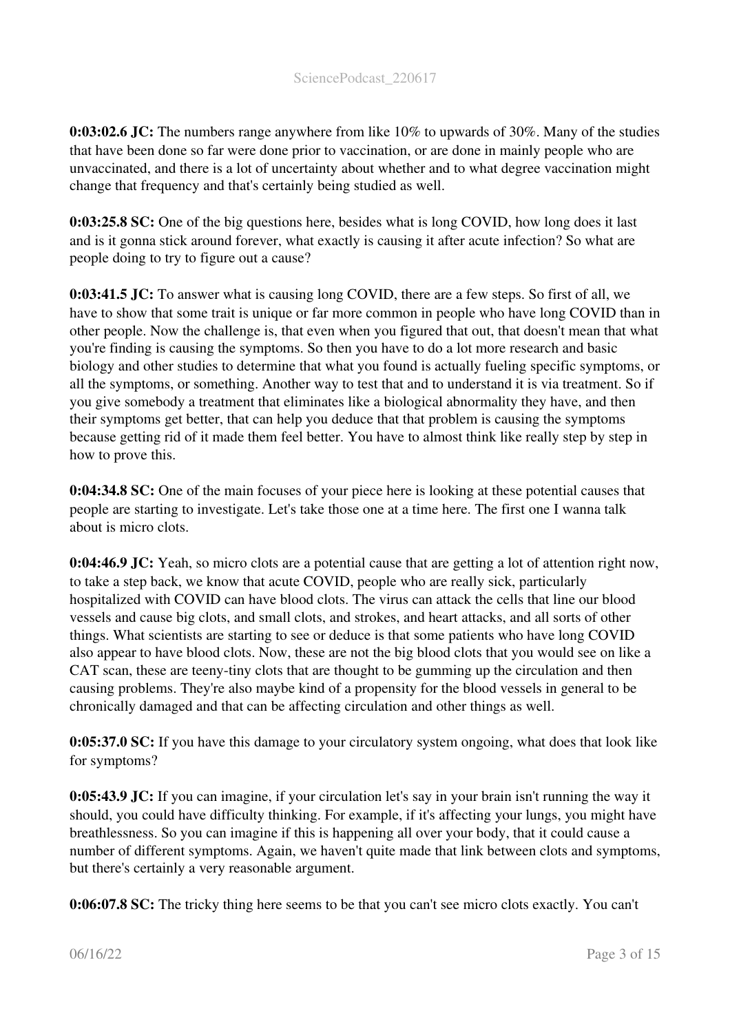**0:03:02.6 JC:** The numbers range anywhere from like 10% to upwards of 30%. Many of the studies that have been done so far were done prior to vaccination, or are done in mainly people who are unvaccinated, and there is a lot of uncertainty about whether and to what degree vaccination might change that frequency and that's certainly being studied as well.

**0:03:25.8 SC:** One of the big questions here, besides what is long COVID, how long does it last and is it gonna stick around forever, what exactly is causing it after acute infection? So what are people doing to try to figure out a cause?

**0:03:41.5 JC:** To answer what is causing long COVID, there are a few steps. So first of all, we have to show that some trait is unique or far more common in people who have long COVID than in other people. Now the challenge is, that even when you figured that out, that doesn't mean that what you're finding is causing the symptoms. So then you have to do a lot more research and basic biology and other studies to determine that what you found is actually fueling specific symptoms, or all the symptoms, or something. Another way to test that and to understand it is via treatment. So if you give somebody a treatment that eliminates like a biological abnormality they have, and then their symptoms get better, that can help you deduce that that problem is causing the symptoms because getting rid of it made them feel better. You have to almost think like really step by step in how to prove this.

**0:04:34.8 SC:** One of the main focuses of your piece here is looking at these potential causes that people are starting to investigate. Let's take those one at a time here. The first one I wanna talk about is micro clots.

**0:04:46.9 JC:** Yeah, so micro clots are a potential cause that are getting a lot of attention right now, to take a step back, we know that acute COVID, people who are really sick, particularly hospitalized with COVID can have blood clots. The virus can attack the cells that line our blood vessels and cause big clots, and small clots, and strokes, and heart attacks, and all sorts of other things. What scientists are starting to see or deduce is that some patients who have long COVID also appear to have blood clots. Now, these are not the big blood clots that you would see on like a CAT scan, these are teeny-tiny clots that are thought to be gumming up the circulation and then causing problems. They're also maybe kind of a propensity for the blood vessels in general to be chronically damaged and that can be affecting circulation and other things as well.

**0:05:37.0 SC:** If you have this damage to your circulatory system ongoing, what does that look like for symptoms?

**0:05:43.9 JC:** If you can imagine, if your circulation let's say in your brain isn't running the way it should, you could have difficulty thinking. For example, if it's affecting your lungs, you might have breathlessness. So you can imagine if this is happening all over your body, that it could cause a number of different symptoms. Again, we haven't quite made that link between clots and symptoms, but there's certainly a very reasonable argument.

**0:06:07.8 SC:** The tricky thing here seems to be that you can't see micro clots exactly. You can't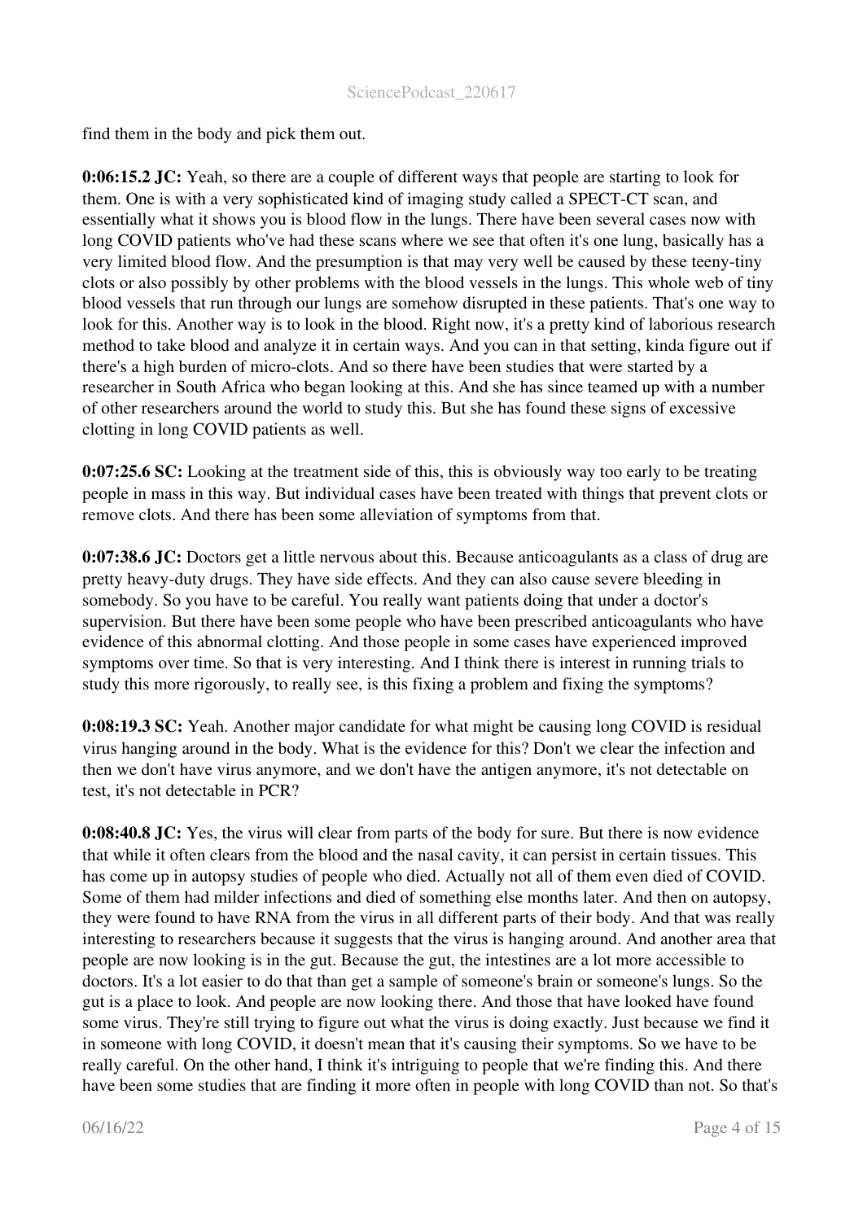find them in the body and pick them out.

**0:06:15.2 JC:** Yeah, so there are a couple of different ways that people are starting to look for them. One is with a very sophisticated kind of imaging study called a SPECT-CT scan, and essentially what it shows you is blood flow in the lungs. There have been several cases now with long COVID patients who've had these scans where we see that often it's one lung, basically has a very limited blood flow. And the presumption is that may very well be caused by these teeny-tiny clots or also possibly by other problems with the blood vessels in the lungs. This whole web of tiny blood vessels that run through our lungs are somehow disrupted in these patients. That's one way to look for this. Another way is to look in the blood. Right now, it's a pretty kind of laborious research method to take blood and analyze it in certain ways. And you can in that setting, kinda figure out if there's a high burden of micro-clots. And so there have been studies that were started by a researcher in South Africa who began looking at this. And she has since teamed up with a number of other researchers around the world to study this. But she has found these signs of excessive clotting in long COVID patients as well.

**0:07:25.6 SC:** Looking at the treatment side of this, this is obviously way too early to be treating people in mass in this way. But individual cases have been treated with things that prevent clots or remove clots. And there has been some alleviation of symptoms from that.

**0:07:38.6 JC:** Doctors get a little nervous about this. Because anticoagulants as a class of drug are pretty heavy-duty drugs. They have side effects. And they can also cause severe bleeding in somebody. So you have to be careful. You really want patients doing that under a doctor's supervision. But there have been some people who have been prescribed anticoagulants who have evidence of this abnormal clotting. And those people in some cases have experienced improved symptoms over time. So that is very interesting. And I think there is interest in running trials to study this more rigorously, to really see, is this fixing a problem and fixing the symptoms?

**0:08:19.3 SC:** Yeah. Another major candidate for what might be causing long COVID is residual virus hanging around in the body. What is the evidence for this? Don't we clear the infection and then we don't have virus anymore, and we don't have the antigen anymore, it's not detectable on test, it's not detectable in PCR?

**0:08:40.8 JC:** Yes, the virus will clear from parts of the body for sure. But there is now evidence that while it often clears from the blood and the nasal cavity, it can persist in certain tissues. This has come up in autopsy studies of people who died. Actually not all of them even died of COVID. Some of them had milder infections and died of something else months later. And then on autopsy, they were found to have RNA from the virus in all different parts of their body. And that was really interesting to researchers because it suggests that the virus is hanging around. And another area that people are now looking is in the gut. Because the gut, the intestines are a lot more accessible to doctors. It's a lot easier to do that than get a sample of someone's brain or someone's lungs. So the gut is a place to look. And people are now looking there. And those that have looked have found some virus. They're still trying to figure out what the virus is doing exactly. Just because we find it in someone with long COVID, it doesn't mean that it's causing their symptoms. So we have to be really careful. On the other hand, I think it's intriguing to people that we're finding this. And there have been some studies that are finding it more often in people with long COVID than not. So that's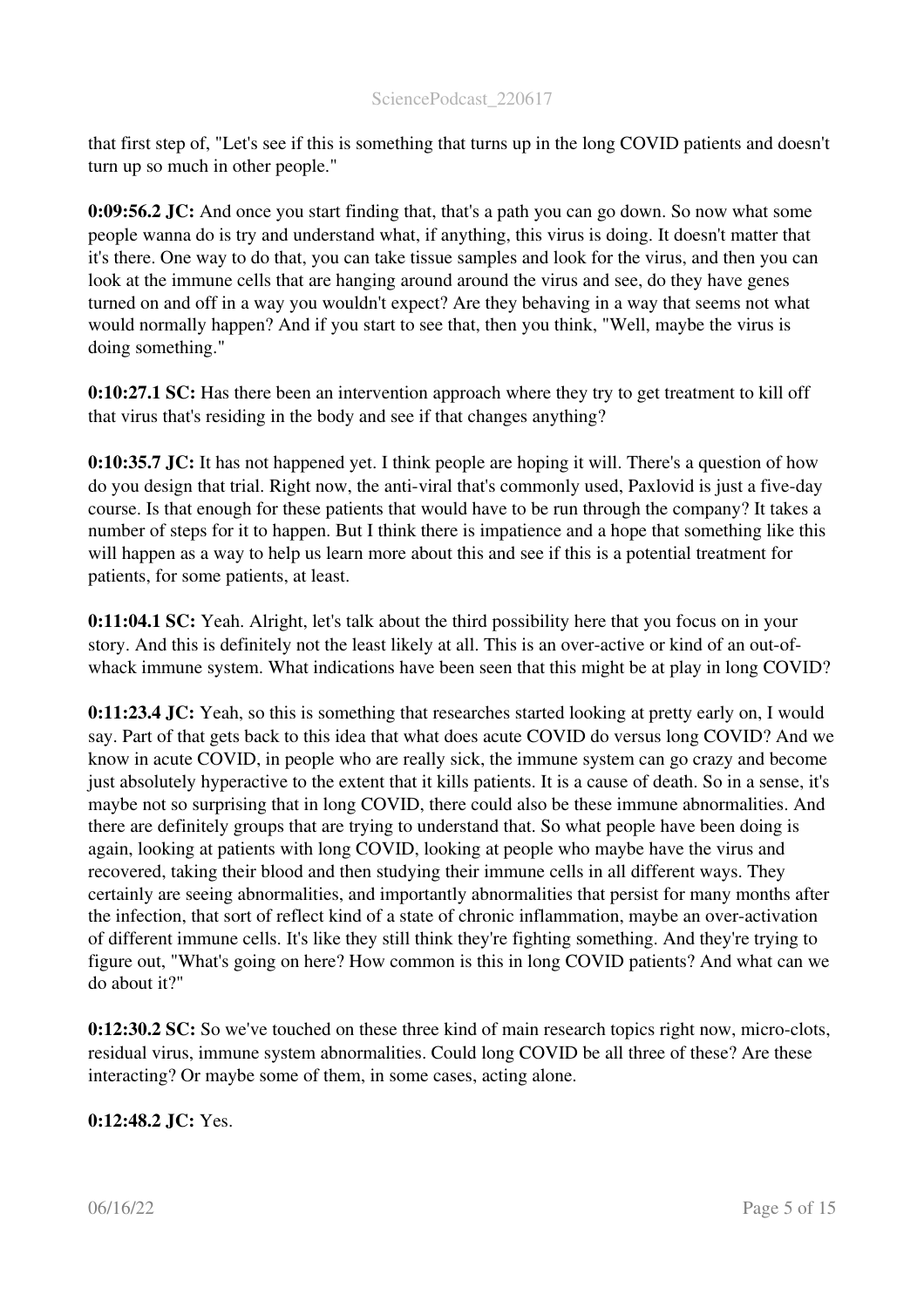that first step of, "Let's see if this is something that turns up in the long COVID patients and doesn't turn up so much in other people."

**0:09:56.2 JC:** And once you start finding that, that's a path you can go down. So now what some people wanna do is try and understand what, if anything, this virus is doing. It doesn't matter that it's there. One way to do that, you can take tissue samples and look for the virus, and then you can look at the immune cells that are hanging around around the virus and see, do they have genes turned on and off in a way you wouldn't expect? Are they behaving in a way that seems not what would normally happen? And if you start to see that, then you think, "Well, maybe the virus is doing something."

**0:10:27.1 SC:** Has there been an intervention approach where they try to get treatment to kill off that virus that's residing in the body and see if that changes anything?

**0:10:35.7 JC:** It has not happened yet. I think people are hoping it will. There's a question of how do you design that trial. Right now, the anti-viral that's commonly used, Paxlovid is just a five-day course. Is that enough for these patients that would have to be run through the company? It takes a number of steps for it to happen. But I think there is impatience and a hope that something like this will happen as a way to help us learn more about this and see if this is a potential treatment for patients, for some patients, at least.

**0:11:04.1 SC:** Yeah. Alright, let's talk about the third possibility here that you focus on in your story. And this is definitely not the least likely at all. This is an over-active or kind of an out-of-whack immune system. What indications have been seen that this might be at play in long COVID?

**0:11:23.4 JC:** Yeah, so this is something that researches started looking at pretty early on, I would say. Part of that gets back to this idea that what does acute COVID do versus long COVID? And we know in acute COVID, in people who are really sick, the immune system can go crazy and become just absolutely hyperactive to the extent that it kills patients. It is a cause of death. So in a sense, it's maybe not so surprising that in long COVID, there could also be these immune abnormalities. And there are definitely groups that are trying to understand that. So what people have been doing is again, looking at patients with long COVID, looking at people who maybe have the virus and recovered, taking their blood and then studying their immune cells in all different ways. They certainly are seeing abnormalities, and importantly abnormalities that persist for many months after the infection, that sort of reflect kind of a state of chronic inflammation, maybe an over-activation of different immune cells. It's like they still think they're fighting something. And they're trying to figure out, "What's going on here? How common is this in long COVID patients? And what can we do about it?"

**0:12:30.2 SC:** So we've touched on these three kind of main research topics right now, micro-clots, residual virus, immune system abnormalities. Could long COVID be all three of these? Are these interacting? Or maybe some of them, in some cases, acting alone.

**0:12:48.2 JC:** Yes.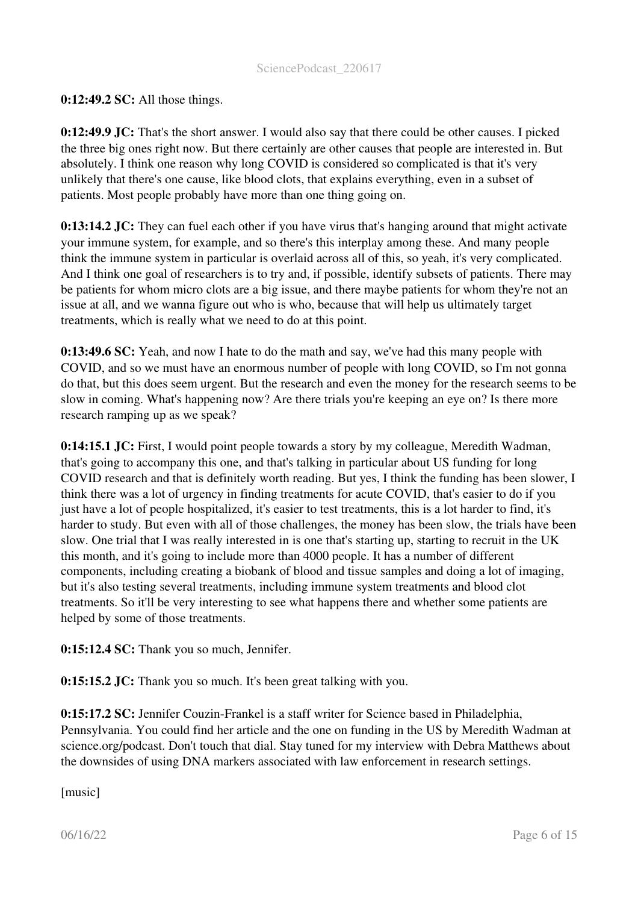**0:12:49.2 SC:** All those things.

**0:12:49.9 JC:** That's the short answer. I would also say that there could be other causes. I picked the three big ones right now. But there certainly are other causes that people are interested in. But absolutely. I think one reason why long COVID is considered so complicated is that it's very unlikely that there's one cause, like blood clots, that explains everything, even in a subset of patients. Most people probably have more than one thing going on.

**0:13:14.2 JC:** They can fuel each other if you have virus that's hanging around that might activate your immune system, for example, and so there's this interplay among these. And many people think the immune system in particular is overlaid across all of this, so yeah, it's very complicated. And I think one goal of researchers is to try and, if possible, identify subsets of patients. There may be patients for whom micro clots are a big issue, and there maybe patients for whom they're not an issue at all, and we wanna figure out who is who, because that will help us ultimately target treatments, which is really what we need to do at this point.

**0:13:49.6 SC:** Yeah, and now I hate to do the math and say, we've had this many people with COVID, and so we must have an enormous number of people with long COVID, so I'm not gonna do that, but this does seem urgent. But the research and even the money for the research seems to be slow in coming. What's happening now? Are there trials you're keeping an eye on? Is there more research ramping up as we speak?

**0:14:15.1 JC:** First, I would point people towards a story by my colleague, Meredith Wadman, that's going to accompany this one, and that's talking in particular about US funding for long COVID research and that is definitely worth reading. But yes, I think the funding has been slower, I think there was a lot of urgency in finding treatments for acute COVID, that's easier to do if you just have a lot of people hospitalized, it's easier to test treatments, this is a lot harder to find, it's harder to study. But even with all of those challenges, the money has been slow, the trials have been slow. One trial that I was really interested in is one that's starting up, starting to recruit in the UK this month, and it's going to include more than 4000 people. It has a number of different components, including creating a biobank of blood and tissue samples and doing a lot of imaging, but it's also testing several treatments, including immune system treatments and blood clot treatments. So it'll be very interesting to see what happens there and whether some patients are helped by some of those treatments.

**0:15:12.4 SC:** Thank you so much, Jennifer.

**0:15:15.2 JC:** Thank you so much. It's been great talking with you.

**0:15:17.2 SC:** Jennifer Couzin-Frankel is a staff writer for Science based in Philadelphia, Pennsylvania. You could find her article and the one on funding in the US by Meredith Wadman at science.org/podcast. Don't touch that dial. Stay tuned for my interview with Debra Matthews about the downsides of using DNA markers associated with law enforcement in research settings.

[music]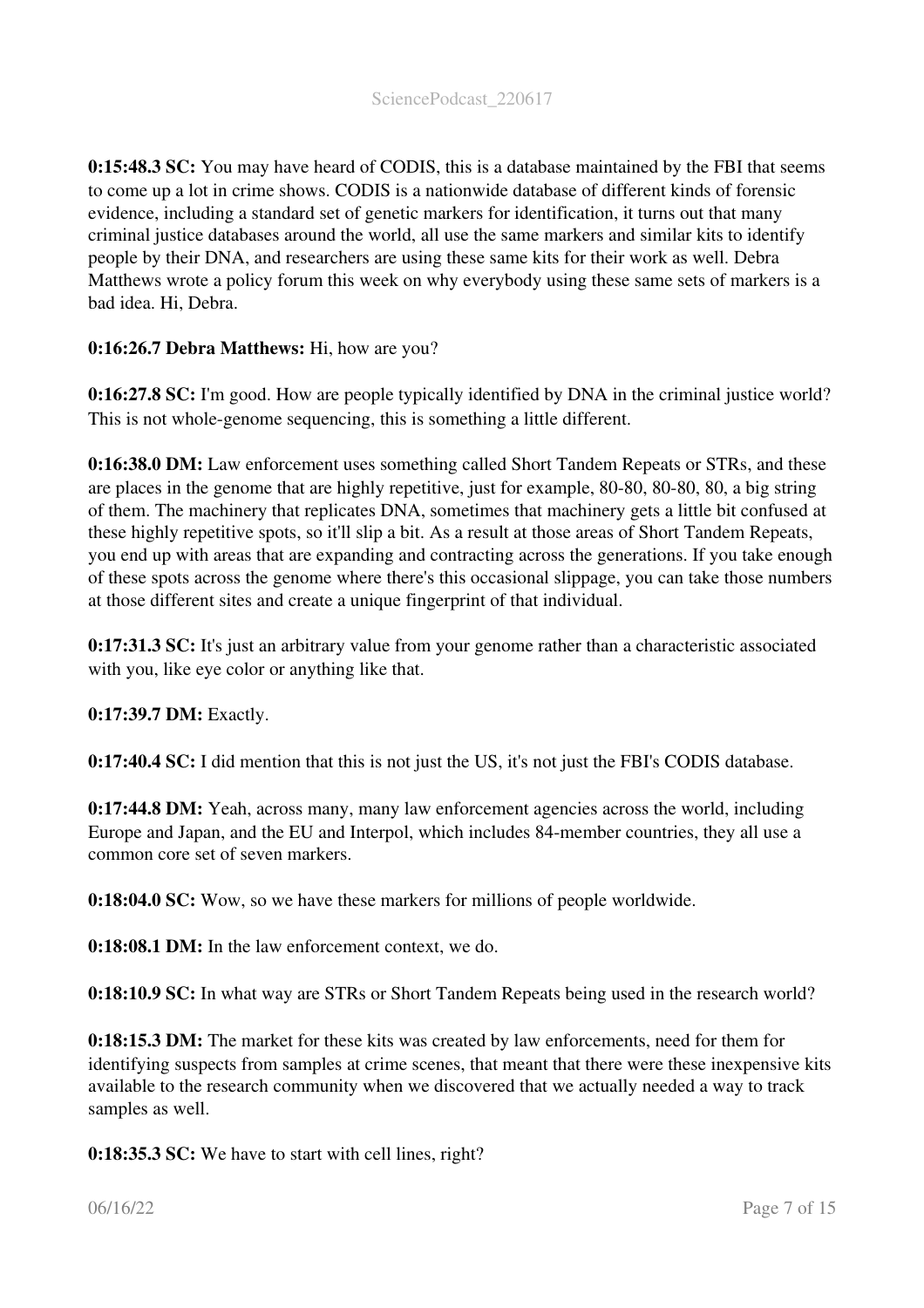**0:15:48.3 SC:** You may have heard of CODIS, this is a database maintained by the FBI that seems to come up a lot in crime shows. CODIS is a nationwide database of different kinds of forensic evidence, including a standard set of genetic markers for identification, it turns out that many criminal justice databases around the world, all use the same markers and similar kits to identify people by their DNA, and researchers are using these same kits for their work as well. Debra Matthews wrote a policy forum this week on why everybody using these same sets of markers is a bad idea. Hi, Debra.

**0:16:26.7 Debra Matthews:** Hi, how are you?

**0:16:27.8 SC:** I'm good. How are people typically identified by DNA in the criminal justice world? This is not whole-genome sequencing, this is something a little different.

**0:16:38.0 DM:** Law enforcement uses something called Short Tandem Repeats or STRs, and these are places in the genome that are highly repetitive, just for example, 80-80, 80-80, 80, a big string of them. The machinery that replicates DNA, sometimes that machinery gets a little bit confused at these highly repetitive spots, so it'll slip a bit. As a result at those areas of Short Tandem Repeats, you end up with areas that are expanding and contracting across the generations. If you take enough of these spots across the genome where there's this occasional slippage, you can take those numbers at those different sites and create a unique fingerprint of that individual.

**0:17:31.3 SC:** It's just an arbitrary value from your genome rather than a characteristic associated with you, like eye color or anything like that.

**0:17:39.7 DM:** Exactly.

**0:17:40.4 SC:** I did mention that this is not just the US, it's not just the FBI's CODIS database.

**0:17:44.8 DM:** Yeah, across many, many law enforcement agencies across the world, including Europe and Japan, and the EU and Interpol, which includes 84-member countries, they all use a common core set of seven markers.

**0:18:04.0 SC:** Wow, so we have these markers for millions of people worldwide.

**0:18:08.1 DM:** In the law enforcement context, we do.

**0:18:10.9 SC:** In what way are STRs or Short Tandem Repeats being used in the research world?

**0:18:15.3 DM:** The market for these kits was created by law enforcements, need for them for identifying suspects from samples at crime scenes, that meant that there were these inexpensive kits available to the research community when we discovered that we actually needed a way to track samples as well.

**0:18:35.3 SC:** We have to start with cell lines, right?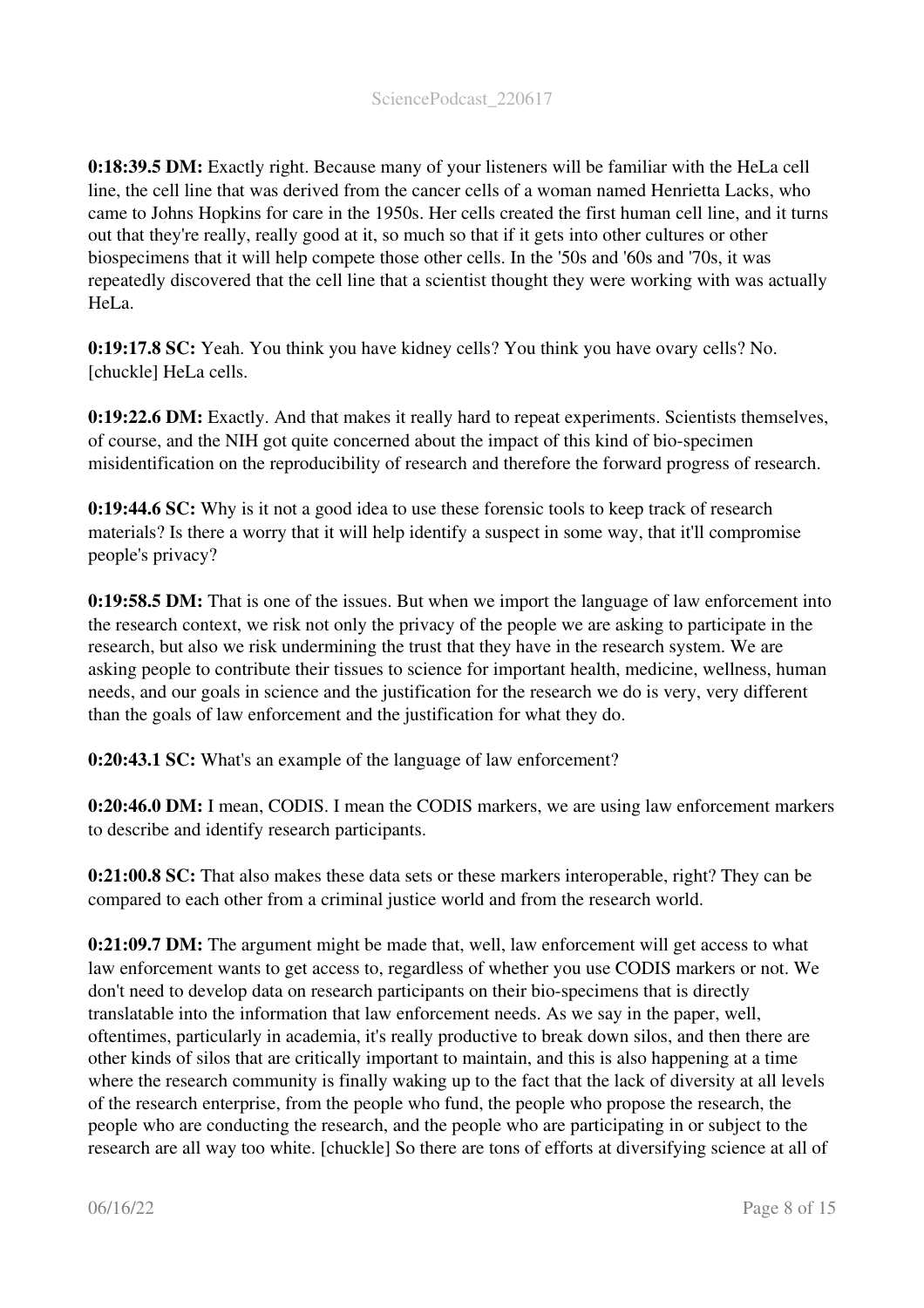**0:18:39.5 DM:** Exactly right. Because many of your listeners will be familiar with the HeLa cell line, the cell line that was derived from the cancer cells of a woman named Henrietta Lacks, who came to Johns Hopkins for care in the 1950s. Her cells created the first human cell line, and it turns out that they're really, really good at it, so much so that if it gets into other cultures or other biospecimens that it will help compete those other cells. In the '50s and '60s and '70s, it was repeatedly discovered that the cell line that a scientist thought they were working with was actually HeLa.

**0:19:17.8 SC:** Yeah. You think you have kidney cells? You think you have ovary cells? No. [chuckle] HeLa cells.

**0:19:22.6 DM:** Exactly. And that makes it really hard to repeat experiments. Scientists themselves, of course, and the NIH got quite concerned about the impact of this kind of bio-specimen misidentification on the reproducibility of research and therefore the forward progress of research.

**0:19:44.6 SC:** Why is it not a good idea to use these forensic tools to keep track of research materials? Is there a worry that it will help identify a suspect in some way, that it'll compromise people's privacy?

**0:19:58.5 DM:** That is one of the issues. But when we import the language of law enforcement into the research context, we risk not only the privacy of the people we are asking to participate in the research, but also we risk undermining the trust that they have in the research system. We are asking people to contribute their tissues to science for important health, medicine, wellness, human needs, and our goals in science and the justification for the research we do is very, very different than the goals of law enforcement and the justification for what they do.

**0:20:43.1 SC:** What's an example of the language of law enforcement?

**0:20:46.0 DM:** I mean, CODIS. I mean the CODIS markers, we are using law enforcement markers to describe and identify research participants.

**0:21:00.8 SC:** That also makes these data sets or these markers interoperable, right? They can be compared to each other from a criminal justice world and from the research world.

**0:21:09.7 DM:** The argument might be made that, well, law enforcement will get access to what law enforcement wants to get access to, regardless of whether you use CODIS markers or not. We don't need to develop data on research participants on their bio-specimens that is directly translatable into the information that law enforcement needs. As we say in the paper, well, oftentimes, particularly in academia, it's really productive to break down silos, and then there are other kinds of silos that are critically important to maintain, and this is also happening at a time where the research community is finally waking up to the fact that the lack of diversity at all levels of the research enterprise, from the people who fund, the people who propose the research, the people who are conducting the research, and the people who are participating in or subject to the research are all way too white. [chuckle] So there are tons of efforts at diversifying science at all of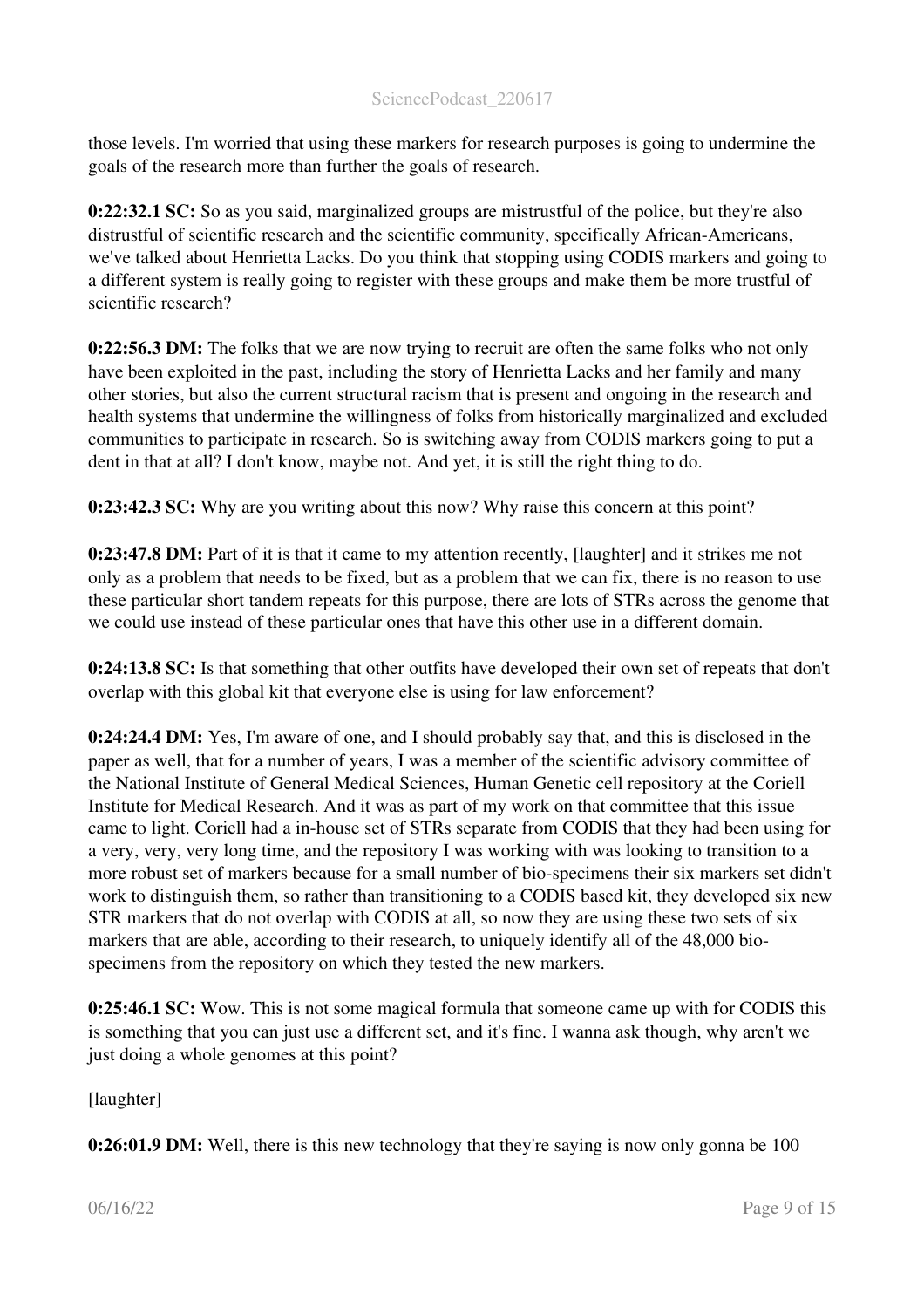those levels. I'm worried that using these markers for research purposes is going to undermine the goals of the research more than further the goals of research.

**0:22:32.1 SC:** So as you said, marginalized groups are mistrustful of the police, but they're also distrustful of scientific research and the scientific community, specifically African-Americans, we've talked about Henrietta Lacks. Do you think that stopping using CODIS markers and going to a different system is really going to register with these groups and make them be more trustful of scientific research?

**0:22:56.3 DM:** The folks that we are now trying to recruit are often the same folks who not only have been exploited in the past, including the story of Henrietta Lacks and her family and many other stories, but also the current structural racism that is present and ongoing in the research and health systems that undermine the willingness of folks from historically marginalized and excluded communities to participate in research. So is switching away from CODIS markers going to put a dent in that at all? I don't know, maybe not. And yet, it is still the right thing to do.

**0:23:42.3 SC:** Why are you writing about this now? Why raise this concern at this point?

**0:23:47.8 DM:** Part of it is that it came to my attention recently, [laughter] and it strikes me not only as a problem that needs to be fixed, but as a problem that we can fix, there is no reason to use these particular short tandem repeats for this purpose, there are lots of STRs across the genome that we could use instead of these particular ones that have this other use in a different domain.

**0:24:13.8 SC:** Is that something that other outfits have developed their own set of repeats that don't overlap with this global kit that everyone else is using for law enforcement?

**0:24:24.4 DM:** Yes, I'm aware of one, and I should probably say that, and this is disclosed in the paper as well, that for a number of years, I was a member of the scientific advisory committee of the National Institute of General Medical Sciences, Human Genetic cell repository at the Coriell Institute for Medical Research. And it was as part of my work on that committee that this issue came to light. Coriell had a in-house set of STRs separate from CODIS that they had been using for a very, very, very long time, and the repository I was working with was looking to transition to a more robust set of markers because for a small number of bio-specimens their six markers set didn't work to distinguish them, so rather than transitioning to a CODIS based kit, they developed six new STR markers that do not overlap with CODIS at all, so now they are using these two sets of six markers that are able, according to their research, to uniquely identify all of the 48,000 bio-specimens from the repository on which they tested the new markers.

**0:25:46.1 SC:** Wow. This is not some magical formula that someone came up with for CODIS this is something that you can just use a different set, and it's fine. I wanna ask though, why aren't we just doing a whole genomes at this point?

[laughter]

**0:26:01.9 DM:** Well, there is this new technology that they're saying is now only gonna be 100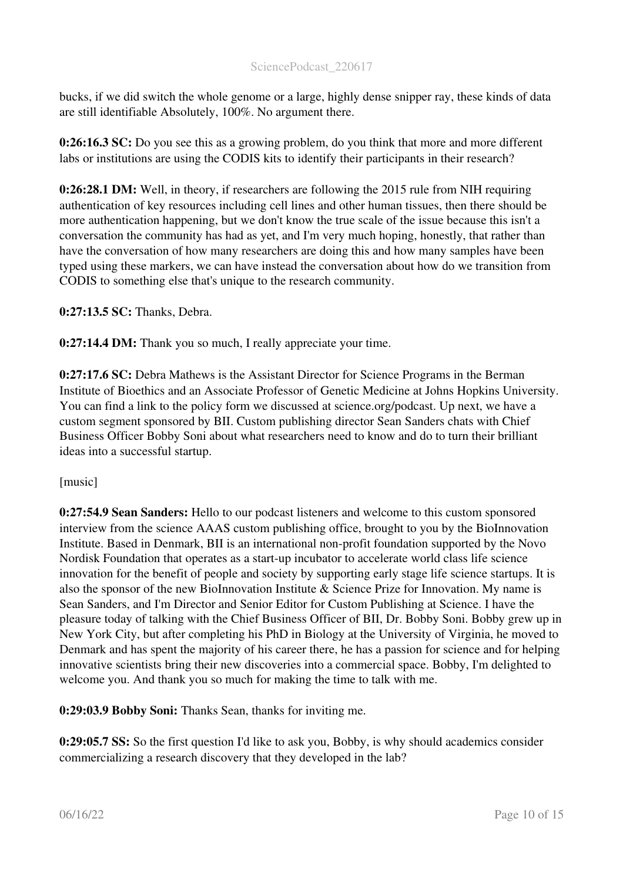bucks, if we did switch the whole genome or a large, highly dense snipper ray, these kinds of data are still identifiable Absolutely, 100%. No argument there.

**0:26:16.3 SC:** Do you see this as a growing problem, do you think that more and more different labs or institutions are using the CODIS kits to identify their participants in their research?

**0:26:28.1 DM:** Well, in theory, if researchers are following the 2015 rule from NIH requiring authentication of key resources including cell lines and other human tissues, then there should be more authentication happening, but we don't know the true scale of the issue because this isn't a conversation the community has had as yet, and I'm very much hoping, honestly, that rather than have the conversation of how many researchers are doing this and how many samples have been typed using these markers, we can have instead the conversation about how do we transition from CODIS to something else that's unique to the research community.

**0:27:13.5 SC:** Thanks, Debra.

**0:27:14.4 DM:** Thank you so much, I really appreciate your time.

**0:27:17.6 SC:** Debra Mathews is the Assistant Director for Science Programs in the Berman Institute of Bioethics and an Associate Professor of Genetic Medicine at Johns Hopkins University. You can find a link to the policy form we discussed at science.org/podcast. Up next, we have a custom segment sponsored by BII. Custom publishing director Sean Sanders chats with Chief Business Officer Bobby Soni about what researchers need to know and do to turn their brilliant ideas into a successful startup.

[music]

**0:27:54.9 Sean Sanders:** Hello to our podcast listeners and welcome to this custom sponsored interview from the science AAAS custom publishing office, brought to you by the BioInnovation Institute. Based in Denmark, BII is an international non-profit foundation supported by the Novo Nordisk Foundation that operates as a start-up incubator to accelerate world class life science innovation for the benefit of people and society by supporting early stage life science startups. It is also the sponsor of the new BioInnovation Institute & Science Prize for Innovation. My name is Sean Sanders, and I'm Director and Senior Editor for Custom Publishing at Science. I have the pleasure today of talking with the Chief Business Officer of BII, Dr. Bobby Soni. Bobby grew up in New York City, but after completing his PhD in Biology at the University of Virginia, he moved to Denmark and has spent the majority of his career there, he has a passion for science and for helping innovative scientists bring their new discoveries into a commercial space. Bobby, I'm delighted to welcome you. And thank you so much for making the time to talk with me.

**0:29:03.9 Bobby Soni:** Thanks Sean, thanks for inviting me.

**0:29:05.7 SS:** So the first question I'd like to ask you, Bobby, is why should academics consider commercializing a research discovery that they developed in the lab?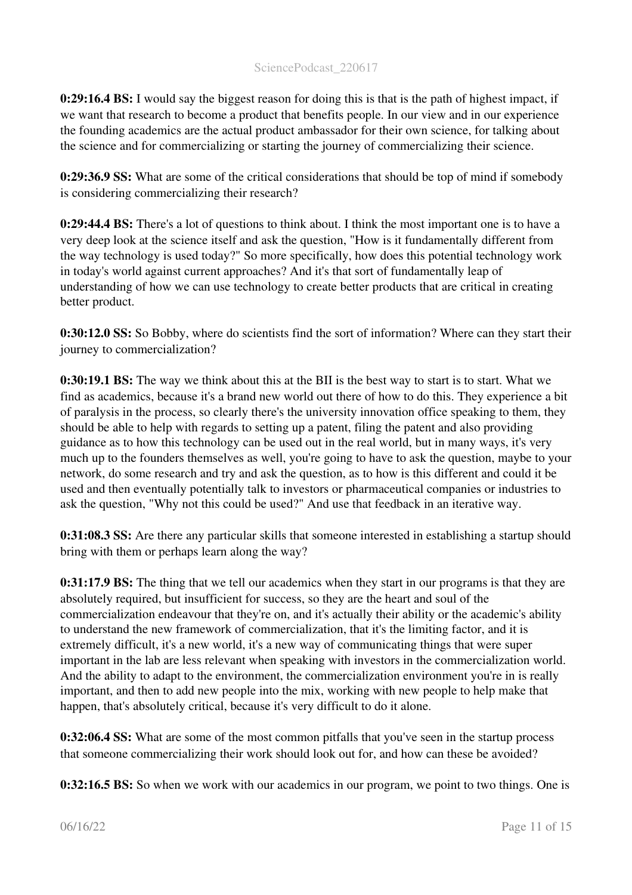**0:29:16.4 BS:** I would say the biggest reason for doing this is that is the path of highest impact, if we want that research to become a product that benefits people. In our view and in our experience the founding academics are the actual product ambassador for their own science, for talking about the science and for commercializing or starting the journey of commercializing their science.

**0:29:36.9 SS:** What are some of the critical considerations that should be top of mind if somebody is considering commercializing their research?

**0:29:44.4 BS:** There's a lot of questions to think about. I think the most important one is to have a very deep look at the science itself and ask the question, "How is it fundamentally different from the way technology is used today?" So more specifically, how does this potential technology work in today's world against current approaches? And it's that sort of fundamentally leap of understanding of how we can use technology to create better products that are critical in creating better product.

**0:30:12.0 SS:** So Bobby, where do scientists find the sort of information? Where can they start their journey to commercialization?

**0:30:19.1 BS:** The way we think about this at the BII is the best way to start is to start. What we find as academics, because it's a brand new world out there of how to do this. They experience a bit of paralysis in the process, so clearly there's the university innovation office speaking to them, they should be able to help with regards to setting up a patent, filing the patent and also providing guidance as to how this technology can be used out in the real world, but in many ways, it's very much up to the founders themselves as well, you're going to have to ask the question, maybe to your network, do some research and try and ask the question, as to how is this different and could it be used and then eventually potentially talk to investors or pharmaceutical companies or industries to ask the question, "Why not this could be used?" And use that feedback in an iterative way.

**0:31:08.3 SS:** Are there any particular skills that someone interested in establishing a startup should bring with them or perhaps learn along the way?

**0:31:17.9 BS:** The thing that we tell our academics when they start in our programs is that they are absolutely required, but insufficient for success, so they are the heart and soul of the commercialization endeavour that they're on, and it's actually their ability or the academic's ability to understand the new framework of commercialization, that it's the limiting factor, and it is extremely difficult, it's a new world, it's a new way of communicating things that were super important in the lab are less relevant when speaking with investors in the commercialization world. And the ability to adapt to the environment, the commercialization environment you're in is really important, and then to add new people into the mix, working with new people to help make that happen, that's absolutely critical, because it's very difficult to do it alone.

**0:32:06.4 SS:** What are some of the most common pitfalls that you've seen in the startup process that someone commercializing their work should look out for, and how can these be avoided?

**0:32:16.5 BS:** So when we work with our academics in our program, we point to two things. One is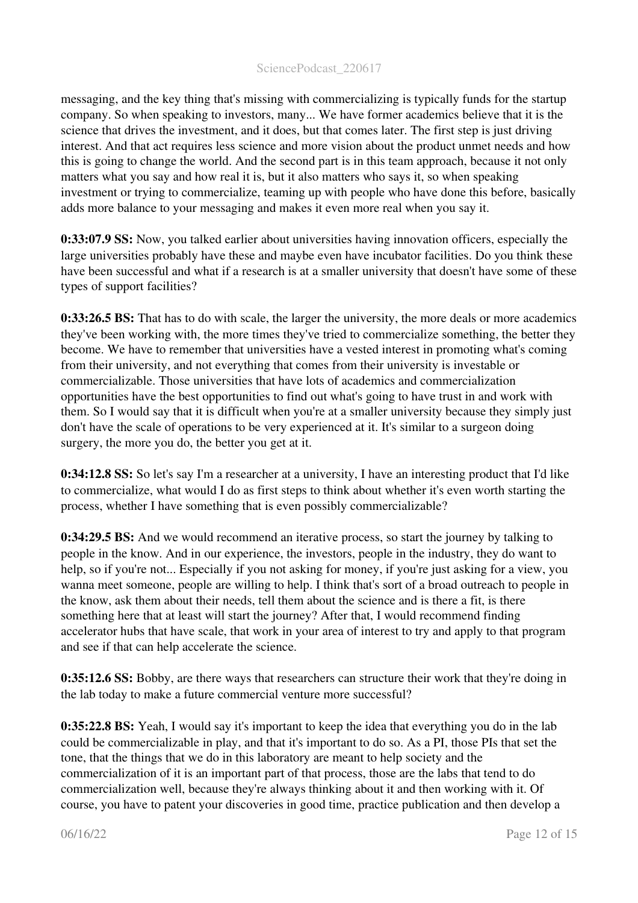messaging, and the key thing that's missing with commercializing is typically funds for the startup company. So when speaking to investors, many... We have former academics believe that it is the science that drives the investment, and it does, but that comes later. The first step is just driving interest. And that act requires less science and more vision about the product unmet needs and how this is going to change the world. And the second part is in this team approach, because it not only matters what you say and how real it is, but it also matters who says it, so when speaking investment or trying to commercialize, teaming up with people who have done this before, basically adds more balance to your messaging and makes it even more real when you say it.

**0:33:07.9 SS:** Now, you talked earlier about universities having innovation officers, especially the large universities probably have these and maybe even have incubator facilities. Do you think these have been successful and what if a research is at a smaller university that doesn't have some of these types of support facilities?

**0:33:26.5 BS:** That has to do with scale, the larger the university, the more deals or more academics they've been working with, the more times they've tried to commercialize something, the better they become. We have to remember that universities have a vested interest in promoting what's coming from their university, and not everything that comes from their university is investable or commercializable. Those universities that have lots of academics and commercialization opportunities have the best opportunities to find out what's going to have trust in and work with them. So I would say that it is difficult when you're at a smaller university because they simply just don't have the scale of operations to be very experienced at it. It's similar to a surgeon doing surgery, the more you do, the better you get at it.

**0:34:12.8 SS:** So let's say I'm a researcher at a university, I have an interesting product that I'd like to commercialize, what would I do as first steps to think about whether it's even worth starting the process, whether I have something that is even possibly commercializable?

**0:34:29.5 BS:** And we would recommend an iterative process, so start the journey by talking to people in the know. And in our experience, the investors, people in the industry, they do want to help, so if you're not... Especially if you not asking for money, if you're just asking for a view, you wanna meet someone, people are willing to help. I think that's sort of a broad outreach to people in the know, ask them about their needs, tell them about the science and is there a fit, is there something here that at least will start the journey? After that, I would recommend finding accelerator hubs that have scale, that work in your area of interest to try and apply to that program and see if that can help accelerate the science.

**0:35:12.6 SS:** Bobby, are there ways that researchers can structure their work that they're doing in the lab today to make a future commercial venture more successful?

**0:35:22.8 BS:** Yeah, I would say it's important to keep the idea that everything you do in the lab could be commercializable in play, and that it's important to do so. As a PI, those PIs that set the tone, that the things that we do in this laboratory are meant to help society and the commercialization of it is an important part of that process, those are the labs that tend to do commercialization well, because they're always thinking about it and then working with it. Of course, you have to patent your discoveries in good time, practice publication and then develop a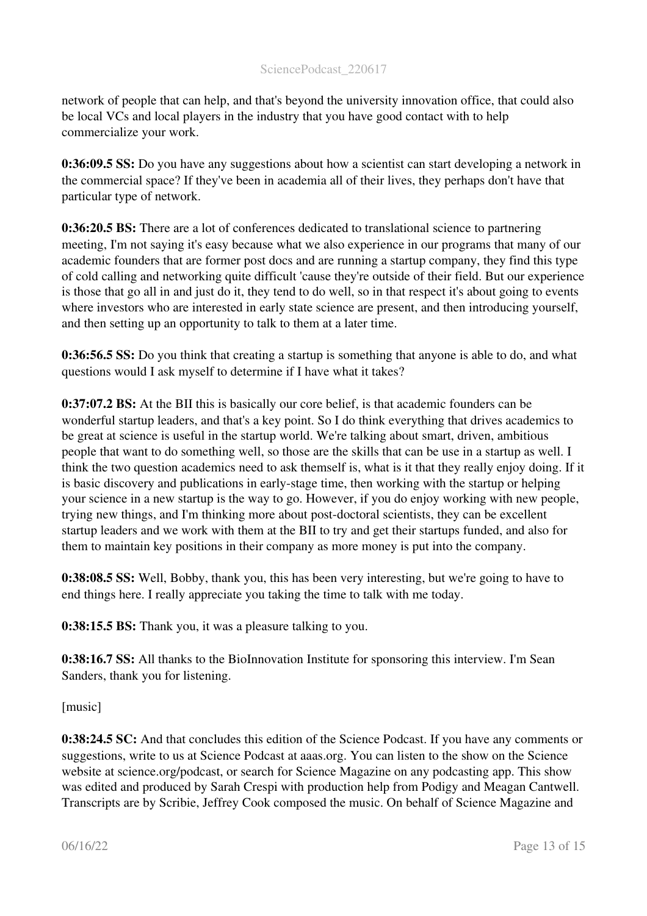network of people that can help, and that's beyond the university innovation office, that could also be local VCs and local players in the industry that you have good contact with to help commercialize your work.

**0:36:09.5 SS:** Do you have any suggestions about how a scientist can start developing a network in the commercial space? If they've been in academia all of their lives, they perhaps don't have that particular type of network.

**0:36:20.5 BS:** There are a lot of conferences dedicated to translational science to partnering meeting, I'm not saying it's easy because what we also experience in our programs that many of our academic founders that are former post docs and are running a startup company, they find this type of cold calling and networking quite difficult 'cause they're outside of their field. But our experience is those that go all in and just do it, they tend to do well, so in that respect it's about going to events where investors who are interested in early state science are present, and then introducing yourself, and then setting up an opportunity to talk to them at a later time.

**0:36:56.5 SS:** Do you think that creating a startup is something that anyone is able to do, and what questions would I ask myself to determine if I have what it takes?

**0:37:07.2 BS:** At the BII this is basically our core belief, is that academic founders can be wonderful startup leaders, and that's a key point. So I do think everything that drives academics to be great at science is useful in the startup world. We're talking about smart, driven, ambitious people that want to do something well, so those are the skills that can be use in a startup as well. I think the two question academics need to ask themself is, what is it that they really enjoy doing. If it is basic discovery and publications in early-stage time, then working with the startup or helping your science in a new startup is the way to go. However, if you do enjoy working with new people, trying new things, and I'm thinking more about post-doctoral scientists, they can be excellent startup leaders and we work with them at the BII to try and get their startups funded, and also for them to maintain key positions in their company as more money is put into the company.

**0:38:08.5 SS:** Well, Bobby, thank you, this has been very interesting, but we're going to have to end things here. I really appreciate you taking the time to talk with me today.

**0:38:15.5 BS:** Thank you, it was a pleasure talking to you.

**0:38:16.7 SS:** All thanks to the BioInnovation Institute for sponsoring this interview. I'm Sean Sanders, thank you for listening.

[music]

**0:38:24.5 SC:** And that concludes this edition of the Science Podcast. If you have any comments or suggestions, write to us at Science Podcast at aaas.org. You can listen to the show on the Science website at science.org/podcast, or search for Science Magazine on any podcasting app. This show was edited and produced by Sarah Crespi with production help from Podigy and Meagan Cantwell. Transcripts are by Scribie, Jeffrey Cook composed the music. On behalf of Science Magazine and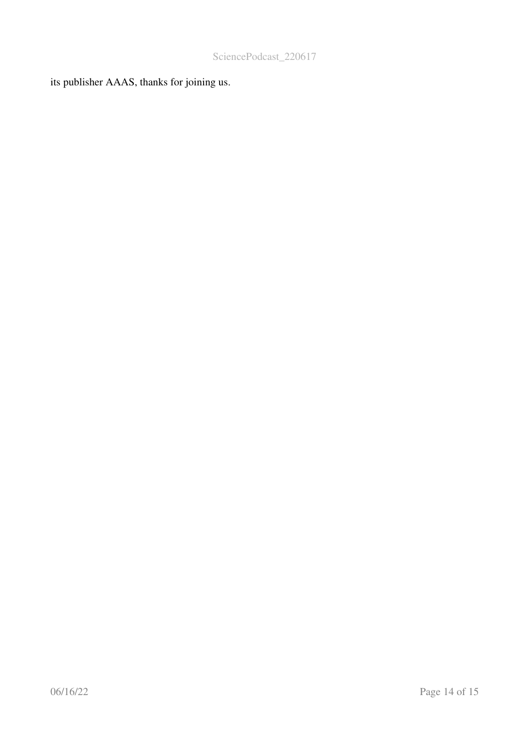its publisher AAAS, thanks for joining us.